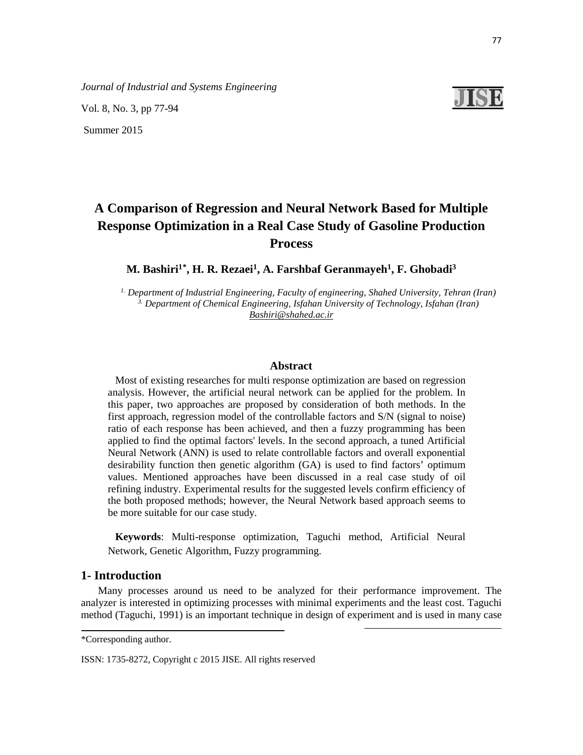*Journal of Industrial and Systems Engineering*

Vol. 8, No. 3, pp 77-94

Summer 2015

# A Comparison of Regression and Neural Network Based for Multiple Response Optimization in a Real Case Study of Gasoline Production Process

**M. Bashiri[1*], H. R. Rezaei[1], A. Farshbaf Geranmayeh[1], F. Ghobadi[3]**

[1] *Department of Industrial Engineering, Faculty of engineering, Shahed University, Tehran (Iran)*
[3] *Department of Chemical Engineering, Isfahan University of Technology, Isfahan (Iran)*
Bashiri@shahed.ac.ir

## Abstract

Most of existing researches for multi response optimization are based on regression analysis. However, the artificial neural network can be applied for the problem. In this paper, two approaches are proposed by consideration of both methods. In the first approach, regression model of the controllable factors and S/N (signal to noise) ratio of each response has been achieved, and then a fuzzy programming has been applied to find the optimal factors' levels. In the second approach, a tuned Artificial Neural Network (ANN) is used to relate controllable factors and overall exponential desirability function then genetic algorithm (GA) is used to find factors' optimum values. Mentioned approaches have been discussed in a real case study of oil refining industry. Experimental results for the suggested levels confirm efficiency of the both proposed methods; however, the Neural Network based approach seems to be more suitable for our case study.

**Keywords**: Multi-response optimization, Taguchi method, Artificial Neural Network, Genetic Algorithm, Fuzzy programming.

## 1- Introduction

Many processes around us need to be analyzed for their performance improvement. The analyzer is interested in optimizing processes with minimal experiments and the least cost. Taguchi method (Taguchi, 1991) is an important technique in design of experiment and is used in many case

---

*Corresponding author.

ISSN: 1735-8272, Copyright c 2015 JISE. All rights reserved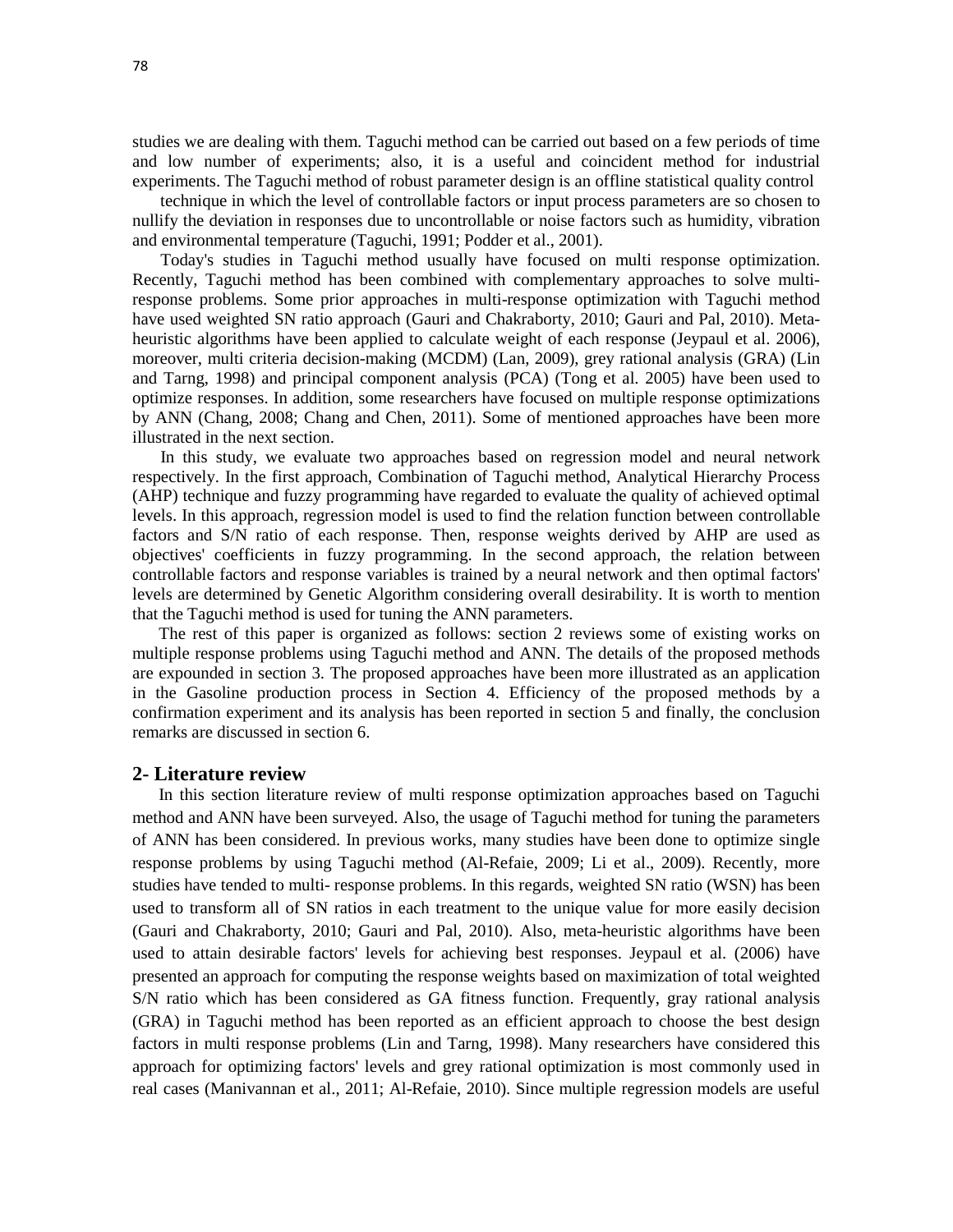studies we are dealing with them. Taguchi method can be carried out based on a few periods of time and low number of experiments; also, it is a useful and coincident method for industrial experiments. The Taguchi method of robust parameter design is an offline statistical quality control technique in which the level of controllable factors or input process parameters are so chosen to nullify the deviation in responses due to uncontrollable or noise factors such as humidity, vibration and environmental temperature (Taguchi, 1991; Podder et al., 2001).

Today's studies in Taguchi method usually have focused on multi response optimization. Recently, Taguchi method has been combined with complementary approaches to solve multi-response problems. Some prior approaches in multi-response optimization with Taguchi method have used weighted SN ratio approach (Gauri and Chakraborty, 2010; Gauri and Pal, 2010). Meta-heuristic algorithms have been applied to calculate weight of each response (Jeypaul et al. 2006), moreover, multi criteria decision-making (MCDM) (Lan, 2009), grey rational analysis (GRA) (Lin and Tarng, 1998) and principal component analysis (PCA) (Tong et al. 2005) have been used to optimize responses. In addition, some researchers have focused on multiple response optimizations by ANN (Chang, 2008; Chang and Chen, 2011). Some of mentioned approaches have been more illustrated in the next section.

In this study, we evaluate two approaches based on regression model and neural network respectively. In the first approach, Combination of Taguchi method, Analytical Hierarchy Process (AHP) technique and fuzzy programming have regarded to evaluate the quality of achieved optimal levels. In this approach, regression model is used to find the relation function between controllable factors and S/N ratio of each response. Then, response weights derived by AHP are used as objectives' coefficients in fuzzy programming. In the second approach, the relation between controllable factors and response variables is trained by a neural network and then optimal factors' levels are determined by Genetic Algorithm considering overall desirability. It is worth to mention that the Taguchi method is used for tuning the ANN parameters.

The rest of this paper is organized as follows: section 2 reviews some of existing works on multiple response problems using Taguchi method and ANN. The details of the proposed methods are expounded in section 3. The proposed approaches have been more illustrated as an application in the Gasoline production process in Section 4. Efficiency of the proposed methods by a confirmation experiment and its analysis has been reported in section 5 and finally, the conclusion remarks are discussed in section 6.

## 2- Literature review

In this section literature review of multi response optimization approaches based on Taguchi method and ANN have been surveyed. Also, the usage of Taguchi method for tuning the parameters of ANN has been considered. In previous works, many studies have been done to optimize single response problems by using Taguchi method (Al-Refaie, 2009; Li et al., 2009). Recently, more studies have tended to multi- response problems. In this regards, weighted SN ratio (WSN) has been used to transform all of SN ratios in each treatment to the unique value for more easily decision (Gauri and Chakraborty, 2010; Gauri and Pal, 2010). Also, meta-heuristic algorithms have been used to attain desirable factors' levels for achieving best responses. Jeypaul et al. (2006) have presented an approach for computing the response weights based on maximization of total weighted S/N ratio which has been considered as GA fitness function. Frequently, gray rational analysis (GRA) in Taguchi method has been reported as an efficient approach to choose the best design factors in multi response problems (Lin and Tarng, 1998). Many researchers have considered this approach for optimizing factors' levels and grey rational optimization is most commonly used in real cases (Manivannan et al., 2011; Al-Refaie, 2010). Since multiple regression models are useful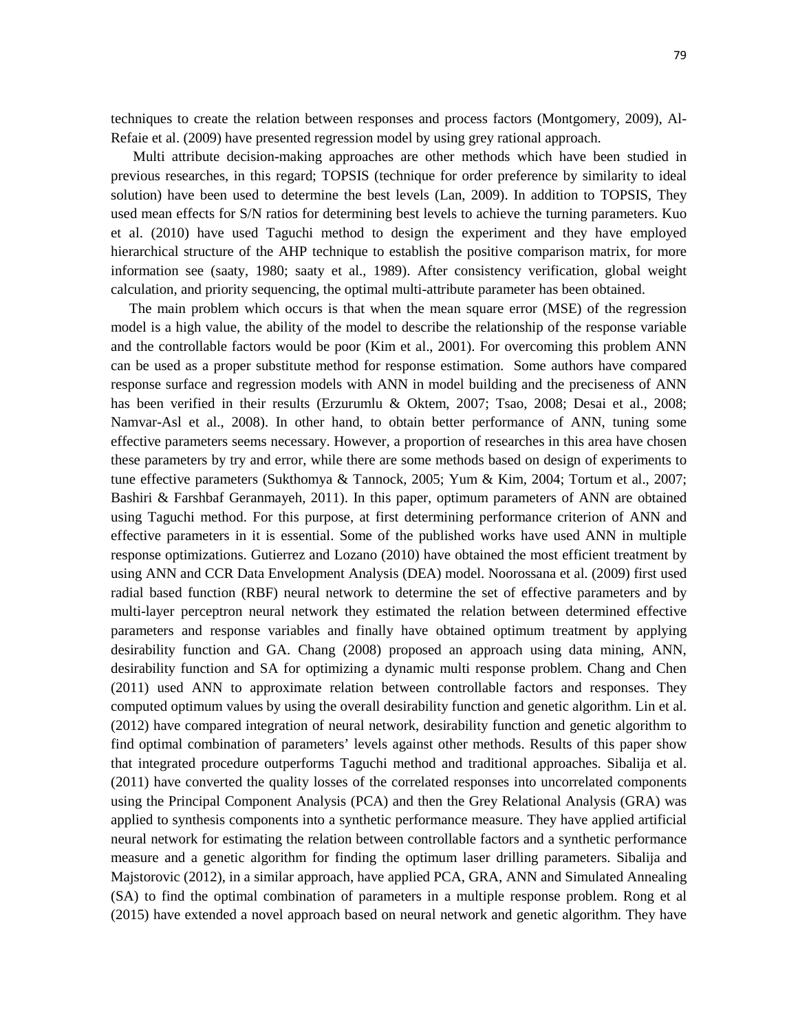techniques to create the relation between responses and process factors (Montgomery, 2009), Al-Refaie et al. (2009) have presented regression model by using grey rational approach.

Multi attribute decision-making approaches are other methods which have been studied in previous researches, in this regard; TOPSIS (technique for order preference by similarity to ideal solution) have been used to determine the best levels (Lan, 2009). In addition to TOPSIS, They used mean effects for S/N ratios for determining best levels to achieve the turning parameters. Kuo et al. (2010) have used Taguchi method to design the experiment and they have employed hierarchical structure of the AHP technique to establish the positive comparison matrix, for more information see (saaty, 1980; saaty et al., 1989). After consistency verification, global weight calculation, and priority sequencing, the optimal multi-attribute parameter has been obtained.

The main problem which occurs is that when the mean square error (MSE) of the regression model is a high value, the ability of the model to describe the relationship of the response variable and the controllable factors would be poor (Kim et al., 2001). For overcoming this problem ANN can be used as a proper substitute method for response estimation. Some authors have compared response surface and regression models with ANN in model building and the preciseness of ANN has been verified in their results (Erzurumlu & Oktem, 2007; Tsao, 2008; Desai et al., 2008; Namvar-Asl et al., 2008). In other hand, to obtain better performance of ANN, tuning some effective parameters seems necessary. However, a proportion of researches in this area have chosen these parameters by try and error, while there are some methods based on design of experiments to tune effective parameters (Sukthomya & Tannock, 2005; Yum & Kim, 2004; Tortum et al., 2007; Bashiri & Farshbaf Geranmayeh, 2011). In this paper, optimum parameters of ANN are obtained using Taguchi method. For this purpose, at first determining performance criterion of ANN and effective parameters in it is essential. Some of the published works have used ANN in multiple response optimizations. Gutierrez and Lozano (2010) have obtained the most efficient treatment by using ANN and CCR Data Envelopment Analysis (DEA) model. Noorossana et al. (2009) first used radial based function (RBF) neural network to determine the set of effective parameters and by multi-layer perceptron neural network they estimated the relation between determined effective parameters and response variables and finally have obtained optimum treatment by applying desirability function and GA. Chang (2008) proposed an approach using data mining, ANN, desirability function and SA for optimizing a dynamic multi response problem. Chang and Chen (2011) used ANN to approximate relation between controllable factors and responses. They computed optimum values by using the overall desirability function and genetic algorithm. Lin et al. (2012) have compared integration of neural network, desirability function and genetic algorithm to find optimal combination of parameters' levels against other methods. Results of this paper show that integrated procedure outperforms Taguchi method and traditional approaches. Sibalija et al. (2011) have converted the quality losses of the correlated responses into uncorrelated components using the Principal Component Analysis (PCA) and then the Grey Relational Analysis (GRA) was applied to synthesis components into a synthetic performance measure. They have applied artificial neural network for estimating the relation between controllable factors and a synthetic performance measure and a genetic algorithm for finding the optimum laser drilling parameters. Sibalija and Majstorovic (2012), in a similar approach, have applied PCA, GRA, ANN and Simulated Annealing (SA) to find the optimal combination of parameters in a multiple response problem. Rong et al (2015) have extended a novel approach based on neural network and genetic algorithm. They have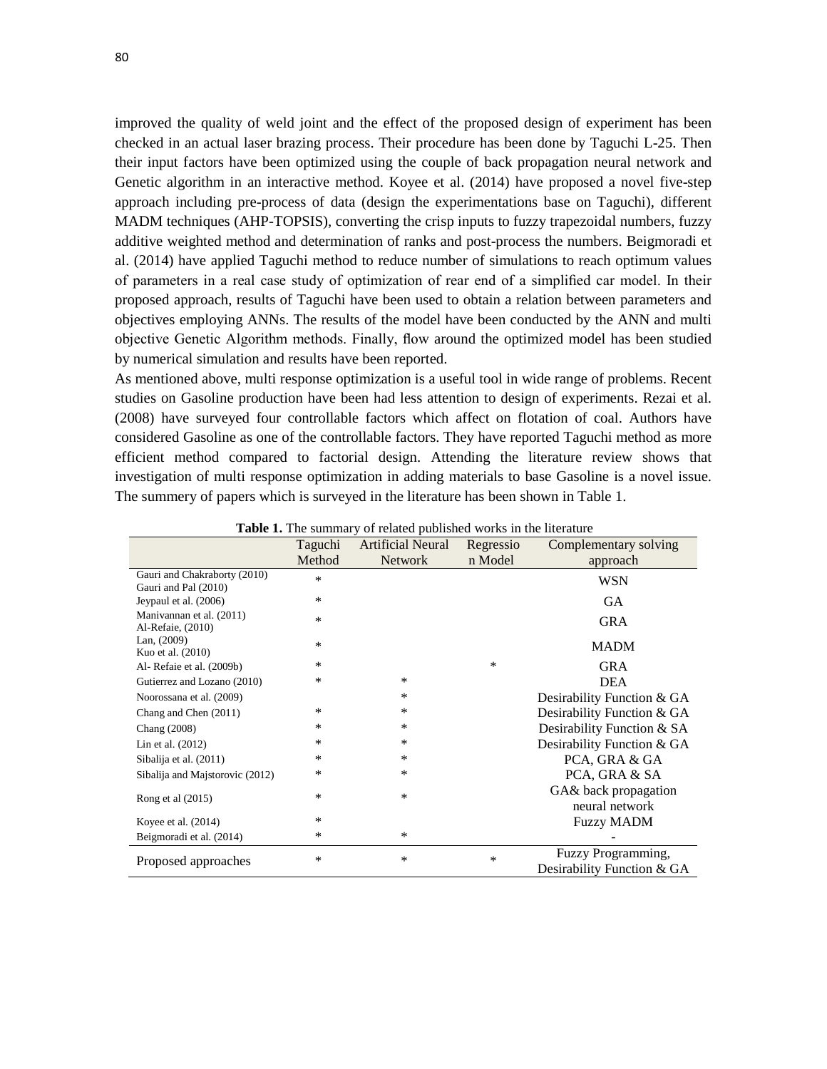improved the quality of weld joint and the effect of the proposed design of experiment has been checked in an actual laser brazing process. Their procedure has been done by Taguchi L-25. Then their input factors have been optimized using the couple of back propagation neural network and Genetic algorithm in an interactive method. Koyee et al. (2014) have proposed a novel five-step approach including pre-process of data (design the experimentations base on Taguchi), different MADM techniques (AHP-TOPSIS), converting the crisp inputs to fuzzy trapezoidal numbers, fuzzy additive weighted method and determination of ranks and post-process the numbers. Beigmoradi et al. (2014) have applied Taguchi method to reduce number of simulations to reach optimum values of parameters in a real case study of optimization of rear end of a simplified car model. In their proposed approach, results of Taguchi have been used to obtain a relation between parameters and objectives employing ANNs. The results of the model have been conducted by the ANN and multi objective Genetic Algorithm methods. Finally, flow around the optimized model has been studied by numerical simulation and results have been reported.

As mentioned above, multi response optimization is a useful tool in wide range of problems. Recent studies on Gasoline production have been had less attention to design of experiments. Rezai et al. (2008) have surveyed four controllable factors which affect on flotation of coal. Authors have considered Gasoline as one of the controllable factors. They have reported Taguchi method as more efficient method compared to factorial design. Attending the literature review shows that investigation of multi response optimization in adding materials to base Gasoline is a novel issue. The summery of papers which is surveyed in the literature has been shown in Table 1.

**Table 1.** The summary of related published works in the literature

| | Taguchi Method | Artificial Neural Network | Regression Model | Complementary solving approach |
|---|---|---|---|---|
| Gauri and Chakraborty (2010)<br>Gauri and Pal (2010) | * | | | WSN |
| Jeypaul et al. (2006) | * | | | GA |
| Manivannan et al. (2011)<br>Al-Refaie, (2010) | * | | | GRA |
| Lan, (2009)<br>Kuo et al. (2010) | * | | | MADM |
| Al- Refaie et al. (2009b) | * | | * | GRA |
| Gutierrez and Lozano (2010) | * | * | | DEA |
| Noorossana et al. (2009) | | * | | Desirability Function & GA |
| Chang and Chen (2011) | * | * | | Desirability Function & GA |
| Chang (2008) | * | * | | Desirability Function & SA |
| Lin et al. (2012) | * | * | | Desirability Function & GA |
| Sibalija et al. (2011) | * | * | | PCA, GRA & GA |
| Sibalija and Majstorovic (2012) | * | * | | PCA, GRA & SA |
| Rong et al (2015) | * | * | | GA& back propagation neural network |
| Koyee et al. (2014) | * | | | Fuzzy MADM |
| Beigmoradi et al. (2014) | * | * | | - |
| Proposed approaches | * | * | * | Fuzzy Programming, Desirability Function & GA |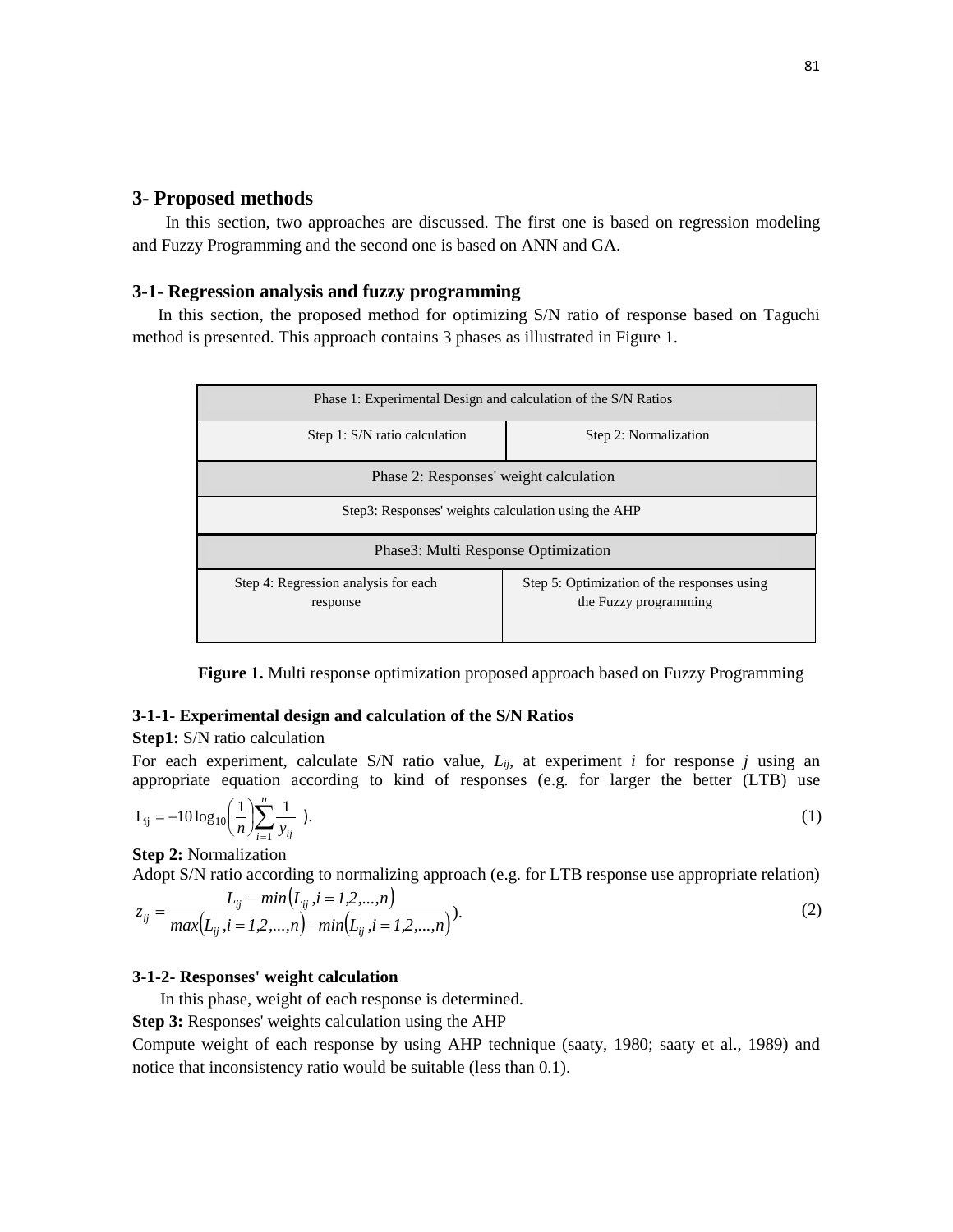## 3- Proposed methods

In this section, two approaches are discussed. The first one is based on regression modeling and Fuzzy Programming and the second one is based on ANN and GA.

### 3-1- Regression analysis and fuzzy programming

In this section, the proposed method for optimizing S/N ratio of response based on Taguchi method is presented. This approach contains 3 phases as illustrated in Figure 1.

| Phase 1: Experimental Design and calculation of the S/N Ratios | |
|---|---|
| Step 1: S/N ratio calculation | Step 2: Normalization |
| Phase 2: Responses' weight calculation | |
| Step3: Responses' weights calculation using the AHP | |
| Phase3: Multi Response Optimization | |
| Step 4: Regression analysis for each response | Step 5: Optimization of the responses using the Fuzzy programming |

**Figure 1.** Multi response optimization proposed approach based on Fuzzy Programming

#### 3-1-1- Experimental design and calculation of the S/N Ratios

**Step1:** S/N ratio calculation

For each experiment, calculate S/N ratio value, $L_{ij}$, at experiment $i$ for response $j$ using an appropriate equation according to kind of responses (e.g. for larger the better (LTB) use

$$L_{ij} = -10\log_{10}\left(\frac{1}{n}\right)\sum_{i=1}^{n}\frac{1}{y_{ij}} \text{ )}. \tag{1}$$

**Step 2:** Normalization

Adopt S/N ratio according to normalizing approach (e.g. for LTB response use appropriate relation)

$$z_{ij} = \frac{L_{ij} - min\left(L_{ij}, i = 1,2,...,n\right)}{max\left(L_{ij}, i = 1,2,...,n\right) - min\left(L_{ij}, i = 1,2,...,n\right)} \text{ )}. \tag{2}$$

#### 3-1-2- Responses' weight calculation

In this phase, weight of each response is determined.

**Step 3:** Responses' weights calculation using the AHP

Compute weight of each response by using AHP technique (saaty, 1980; saaty et al., 1989) and notice that inconsistency ratio would be suitable (less than 0.1).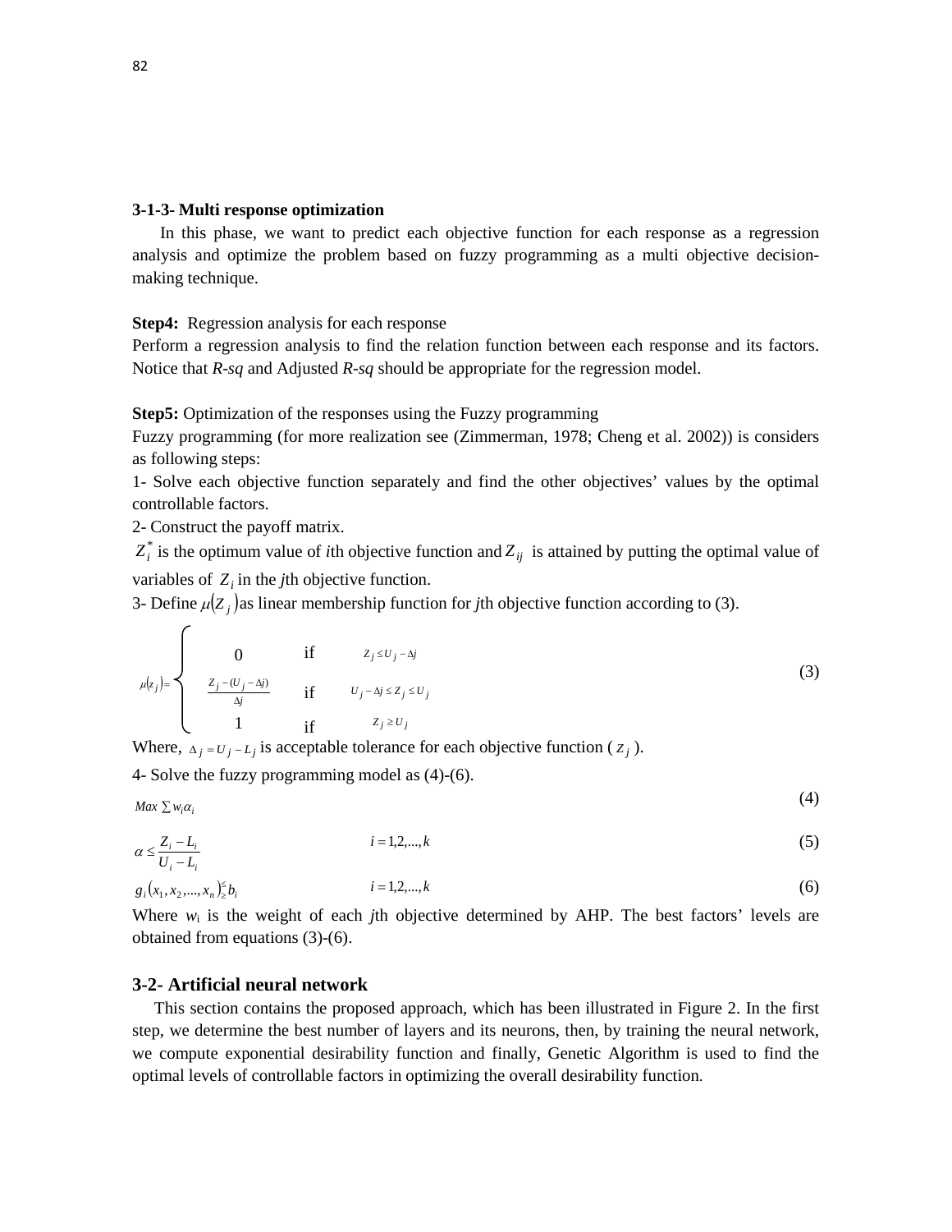### 3-1-3- Multi response optimization

In this phase, we want to predict each objective function for each response as a regression analysis and optimize the problem based on fuzzy programming as a multi objective decision-making technique.

**Step4:** Regression analysis for each response

Perform a regression analysis to find the relation function between each response and its factors. Notice that *R-sq* and Adjusted *R-sq* should be appropriate for the regression model.

**Step5:** Optimization of the responses using the Fuzzy programming

Fuzzy programming (for more realization see (Zimmerman, 1978; Cheng et al. 2002)) is considers as following steps:

1- Solve each objective function separately and find the other objectives' values by the optimal controllable factors.

2- Construct the payoff matrix.

$Z_i^*$ is the optimum value of *i*th objective function and $Z_{ij}$ is attained by putting the optimal value of variables of $Z_i$ in the *j*th objective function.

3- Define $\mu(Z_j)$ as linear membership function for *j*th objective function according to (3).

$$\mu(z_j) = \begin{cases} 0 & \text{if} \quad Z_j \leq U_j - \Delta j \\ \dfrac{Z_j - (U_j - \Delta j)}{\Delta j} & \text{if} \quad U_j - \Delta j \leq Z_j \leq U_j \\ 1 & \text{if} \quad Z_j \geq U_j \end{cases} \tag{3}$$

Where, $\Delta_j = U_j - L_j$ is acceptable tolerance for each objective function ( $z_j$ ).

4- Solve the fuzzy programming model as (4)-(6).

$$Max \sum w_i \alpha_i \tag{4}$$

$$\alpha \leq \frac{Z_i - L_i}{U_i - L_i} \qquad i = 1,2,...,k \tag{5}$$

$$g_i(x_1, x_2, ..., x_n) \lesseqgtr b_i \qquad i = 1,2,...,k \tag{6}$$

Where $w_i$ is the weight of each *j*th objective determined by AHP. The best factors' levels are obtained from equations (3)-(6).

## 3-2- Artificial neural network

This section contains the proposed approach, which has been illustrated in Figure 2. In the first step, we determine the best number of layers and its neurons, then, by training the neural network, we compute exponential desirability function and finally, Genetic Algorithm is used to find the optimal levels of controllable factors in optimizing the overall desirability function.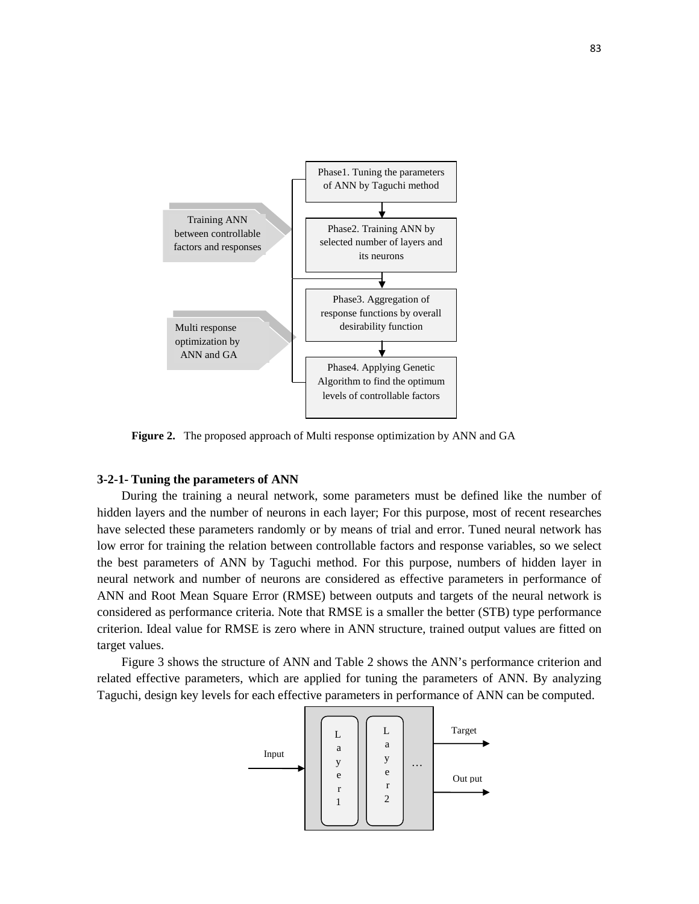Phase1. Tuning the parameters of ANN by Taguchi method

Phase2. Training ANN by selected number of layers and its neurons

Phase3. Aggregation of response functions by overall desirability function

Phase4. Applying Genetic Algorithm to find the optimum levels of controllable factors

Training ANN between controllable factors and responses

Multi response optimization by ANN and GA

**Figure 2.** The proposed approach of Multi response optimization by ANN and GA

### 3-2-1- Tuning the parameters of ANN

During the training a neural network, some parameters must be defined like the number of hidden layers and the number of neurons in each layer; For this purpose, most of recent researches have selected these parameters randomly or by means of trial and error. Tuned neural network has low error for training the relation between controllable factors and response variables, so we select the best parameters of ANN by Taguchi method. For this purpose, numbers of hidden layer in neural network and number of neurons are considered as effective parameters in performance of ANN and Root Mean Square Error (RMSE) between outputs and targets of the neural network is considered as performance criteria. Note that RMSE is a smaller the better (STB) type performance criterion. Ideal value for RMSE is zero where in ANN structure, trained output values are fitted on target values.

Figure 3 shows the structure of ANN and Table 2 shows the ANN's performance criterion and related effective parameters, which are applied for tuning the parameters of ANN. By analyzing Taguchi, design key levels for each effective parameters in performance of ANN can be computed.

Input | Layer 1 | Layer 2 | … | Target | Out put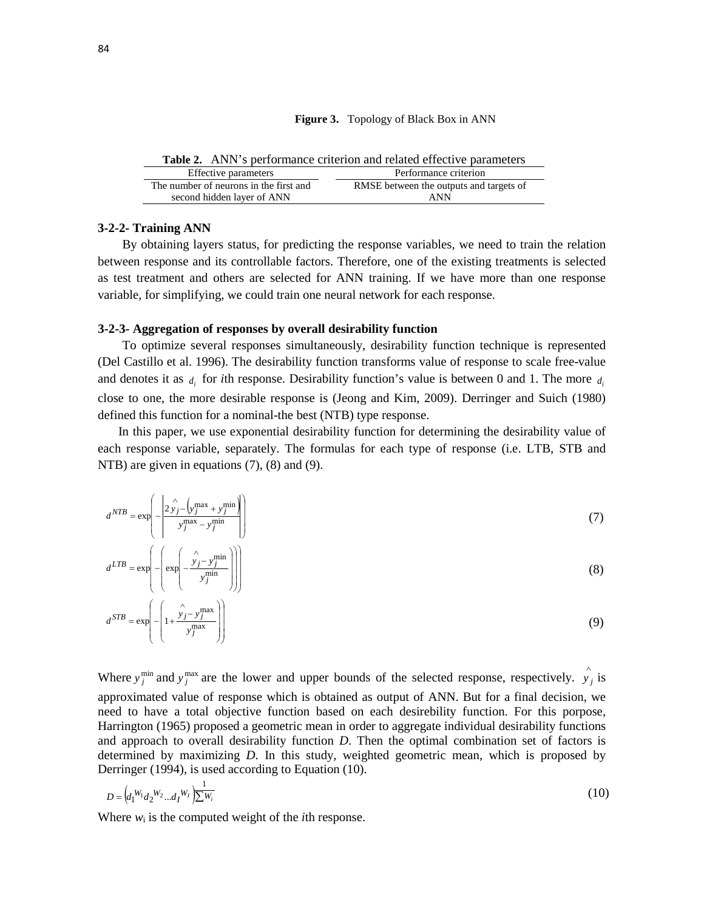**Figure 3.** Topology of Black Box in ANN

**Table 2.** ANN's performance criterion and related effective parameters

| Effective parameters | Performance criterion |
| --- | --- |
| The number of neurons in the first and second hidden layer of ANN | RMSE between the outputs and targets of ANN |

### 3-2-2- Training ANN

By obtaining layers status, for predicting the response variables, we need to train the relation between response and its controllable factors. Therefore, one of the existing treatments is selected as test treatment and others are selected for ANN training. If we have more than one response variable, for simplifying, we could train one neural network for each response.

### 3-2-3- Aggregation of responses by overall desirability function

To optimize several responses simultaneously, desirability function technique is represented (Del Castillo et al. 1996). The desirability function transforms value of response to scale free-value and denotes it as $d_i$ for *i*th response. Desirability function's value is between 0 and 1. The more $d_i$ close to one, the more desirable response is (Jeong and Kim, 2009). Derringer and Suich (1980) defined this function for a nominal-the best (NTB) type response.

In this paper, we use exponential desirability function for determining the desirability value of each response variable, separately. The formulas for each type of response (i.e. LTB, STB and NTB) are given in equations (7), (8) and (9).

$$d^{NTB} = \exp\left(-\left|\frac{2\hat{y}_j - \left(y_j^{\max} + y_j^{\min}\right)}{y_j^{\max} - y_j^{\min}}\right|\right) \tag{7}$$

$$d^{LTB} = \exp\left(-\left(\exp\left(-\frac{\hat{y}_j - y_j^{\min}}{y_j^{\min}}\right)\right)\right) \tag{8}$$

$$d^{STB} = \exp\left(-\left(1 + \frac{\hat{y}_j - y_j^{\max}}{y_j^{\max}}\right)\right) \tag{9}$$

Where $y_j^{\min}$ and $y_j^{\max}$ are the lower and upper bounds of the selected response, respectively. $\hat{y}_j$ is approximated value of response which is obtained as output of ANN. But for a final decision, we need to have a total objective function based on each desirebility function. For this porpose, Harrington (1965) proposed a geometric mean in order to aggregate individual desirability functions and approach to overall desirability function *D*. Then the optimal combination set of factors is determined by maximizing *D*. In this study, weighted geometric mean, which is proposed by Derringer (1994), is used according to Equation (10).

$$D = \left(d_1^{W_1} d_2^{W_2} \ldots d_I^{W_I}\right)^{\frac{1}{\sum W_i}} \tag{10}$$

Where $w_i$ is the computed weight of the *i*th response.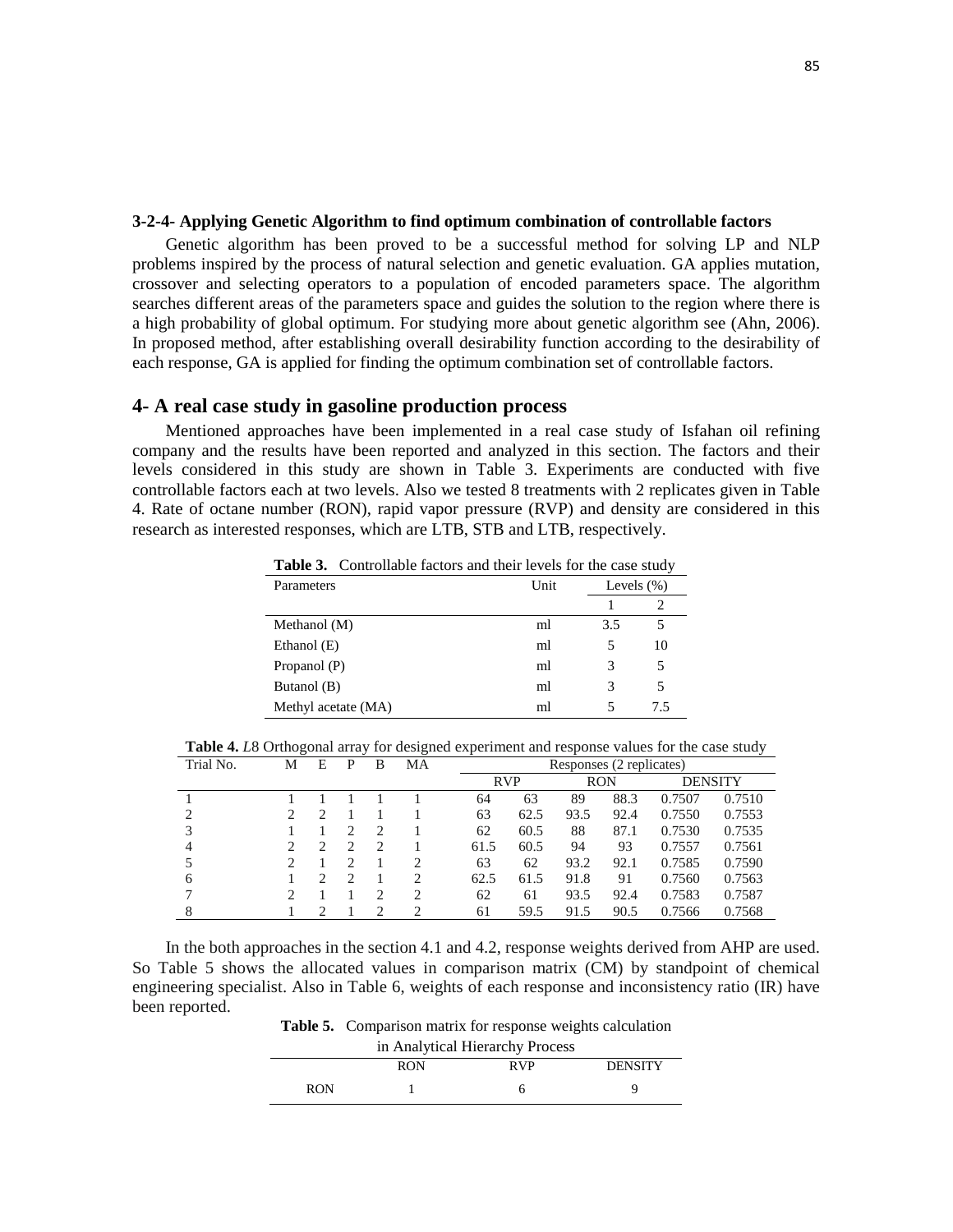### 3-2-4- Applying Genetic Algorithm to find optimum combination of controllable factors

Genetic algorithm has been proved to be a successful method for solving LP and NLP problems inspired by the process of natural selection and genetic evaluation. GA applies mutation, crossover and selecting operators to a population of encoded parameters space. The algorithm searches different areas of the parameters space and guides the solution to the region where there is a high probability of global optimum. For studying more about genetic algorithm see (Ahn, 2006). In proposed method, after establishing overall desirability function according to the desirability of each response, GA is applied for finding the optimum combination set of controllable factors.

## 4- A real case study in gasoline production process

Mentioned approaches have been implemented in a real case study of Isfahan oil refining company and the results have been reported and analyzed in this section. The factors and their levels considered in this study are shown in Table 3. Experiments are conducted with five controllable factors each at two levels. Also we tested 8 treatments with 2 replicates given in Table 4. Rate of octane number (RON), rapid vapor pressure (RVP) and density are considered in this research as interested responses, which are LTB, STB and LTB, respectively.

**Table 3.** Controllable factors and their levels for the case study

| Parameters | Unit | Levels (%) | |
|---|---|---|---|
| | | 1 | 2 |
| Methanol (M) | ml | 3.5 | 5 |
| Ethanol (E) | ml | 5 | 10 |
| Propanol (P) | ml | 3 | 5 |
| Butanol (B) | ml | 3 | 5 |
| Methyl acetate (MA) | ml | 5 | 7.5 |

**Table 4.** *L*8 Orthogonal array for designed experiment and response values for the case study

| Trial No. | M | E | P | B | MA | Responses (2 replicates) | | | | | |
|---|---|---|---|---|---|---|---|---|---|---|---|
| | | | | | | RVP | | RON | | DENSITY | |
| 1 | 1 | 1 | 1 | 1 | 1 | 64 | 63 | 89 | 88.3 | 0.7507 | 0.7510 |
| 2 | 2 | 2 | 1 | 1 | 1 | 63 | 62.5 | 93.5 | 92.4 | 0.7550 | 0.7553 |
| 3 | 1 | 1 | 2 | 2 | 1 | 62 | 60.5 | 88 | 87.1 | 0.7530 | 0.7535 |
| 4 | 2 | 2 | 2 | 2 | 1 | 61.5 | 60.5 | 94 | 93 | 0.7557 | 0.7561 |
| 5 | 2 | 1 | 2 | 1 | 2 | 63 | 62 | 93.2 | 92.1 | 0.7585 | 0.7590 |
| 6 | 1 | 2 | 2 | 1 | 2 | 62.5 | 61.5 | 91.8 | 91 | 0.7560 | 0.7563 |
| 7 | 2 | 1 | 1 | 2 | 2 | 62 | 61 | 93.5 | 92.4 | 0.7583 | 0.7587 |
| 8 | 1 | 2 | 1 | 2 | 2 | 61 | 59.5 | 91.5 | 90.5 | 0.7566 | 0.7568 |

In the both approaches in the section 4.1 and 4.2, response weights derived from AHP are used. So Table 5 shows the allocated values in comparison matrix (CM) by standpoint of chemical engineering specialist. Also in Table 6, weights of each response and inconsistency ratio (IR) have been reported.

**Table 5.** Comparison matrix for response weights calculation in Analytical Hierarchy Process

| | RON | RVP | DENSITY |
|---|---|---|---|
| RON | 1 | 6 | 9 |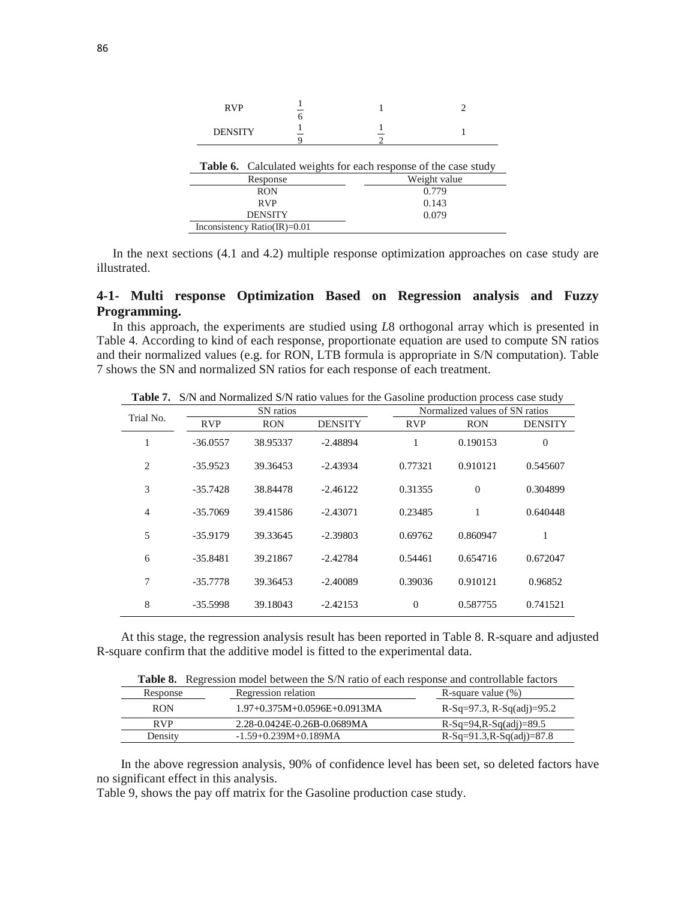| | | | |
|---|---|---|---|
| RVP | $\frac{1}{6}$ | 1 | 2 |
| DENSITY | $\frac{1}{9}$ | $\frac{1}{2}$ | 1 |

**Table 6.** Calculated weights for each response of the case study

| Response | Weight value |
|---|---|
| RON | 0.779 |
| RVP | 0.143 |
| DENSITY | 0.079 |
| Inconsistency Ratio(IR)=0.01 | |

In the next sections (4.1 and 4.2) multiple response optimization approaches on case study are illustrated.

## 4-1- Multi response Optimization Based on Regression analysis and Fuzzy Programming.

In this approach, the experiments are studied using *L*8 orthogonal array which is presented in Table 4. According to kind of each response, proportionate equation are used to compute SN ratios and their normalized values (e.g. for RON, LTB formula is appropriate in S/N computation). Table 7 shows the SN and normalized SN ratios for each response of each treatment.

**Table 7.** S/N and Normalized S/N ratio values for the Gasoline production process case study

| Trial No. | SN ratios | | | Normalized values of SN ratios | | |
|---|---|---|---|---|---|---|
| | RVP | RON | DENSITY | RVP | RON | DENSITY |
| 1 | -36.0557 | 38.95337 | -2.48894 | 1 | 0.190153 | 0 |
| 2 | -35.9523 | 39.36453 | -2.43934 | 0.77321 | 0.910121 | 0.545607 |
| 3 | -35.7428 | 38.84478 | -2.46122 | 0.31355 | 0 | 0.304899 |
| 4 | -35.7069 | 39.41586 | -2.43071 | 0.23485 | 1 | 0.640448 |
| 5 | -35.9179 | 39.33645 | -2.39803 | 0.69762 | 0.860947 | 1 |
| 6 | -35.8481 | 39.21867 | -2.42784 | 0.54461 | 0.654716 | 0.672047 |
| 7 | -35.7778 | 39.36453 | -2.40089 | 0.39036 | 0.910121 | 0.96852 |
| 8 | -35.5998 | 39.18043 | -2.42153 | 0 | 0.587755 | 0.741521 |

At this stage, the regression analysis result has been reported in Table 8. R-square and adjusted R-square confirm that the additive model is fitted to the experimental data.

**Table 8.** Regression model between the S/N ratio of each response and controllable factors

| Response | Regression relation | R-square value (%) |
|---|---|---|
| RON | 1.97+0.375M+0.0596E+0.0913MA | R-Sq=97.3, R-Sq(adj)=95.2 |
| RVP | 2.28-0.0424E-0.26B-0.0689MA | R-Sq=94,R-Sq(adj)=89.5 |
| Density | -1.59+0.239M+0.189MA | R-Sq=91.3,R-Sq(adj)=87.8 |

In the above regression analysis, 90% of confidence level has been set, so deleted factors have no significant effect in this analysis.

Table 9, shows the pay off matrix for the Gasoline production case study.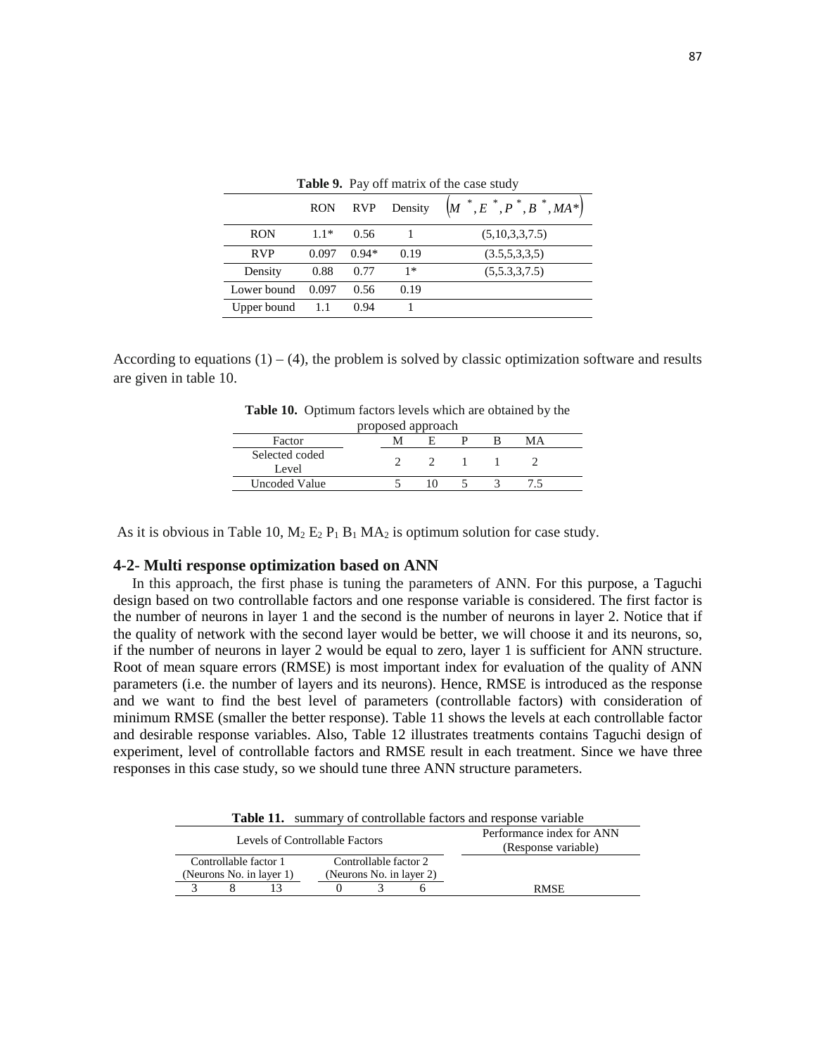**Table 9.** Pay off matrix of the case study

| | RON | RVP | Density | $\left(M^*, E^*, P^*, B^*, MA^*\right)$ |
|---|---|---|---|---|
| RON | 1.1* | 0.56 | 1 | (5,10,3,3,7.5) |
| RVP | 0.097 | 0.94* | 0.19 | (3.5,5,3,3,5) |
| Density | 0.88 | 0.77 | 1* | (5,5.3,3,7.5) |
| Lower bound | 0.097 | 0.56 | 0.19 | |
| Upper bound | 1.1 | 0.94 | 1 | |

According to equations (1) – (4), the problem is solved by classic optimization software and results are given in table 10.

**Table 10.** Optimum factors levels which are obtained by the proposed approach

| Factor | M | E | P | B | MA |
|---|---|---|---|---|---|
| Selected coded Level | 2 | 2 | 1 | 1 | 2 |
| Uncoded Value | 5 | 10 | 5 | 3 | 7.5 |

As it is obvious in Table 10, $M_2\ E_2\ P_1\ B_1\ MA_2$ is optimum solution for case study.

## 4-2- Multi response optimization based on ANN

In this approach, the first phase is tuning the parameters of ANN. For this purpose, a Taguchi design based on two controllable factors and one response variable is considered. The first factor is the number of neurons in layer 1 and the second is the number of neurons in layer 2. Notice that if the quality of network with the second layer would be better, we will choose it and its neurons, so, if the number of neurons in layer 2 would be equal to zero, layer 1 is sufficient for ANN structure. Root of mean square errors (RMSE) is most important index for evaluation of the quality of ANN parameters (i.e. the number of layers and its neurons). Hence, RMSE is introduced as the response and we want to find the best level of parameters (controllable factors) with consideration of minimum RMSE (smaller the better response). Table 11 shows the levels at each controllable factor and desirable response variables. Also, Table 12 illustrates treatments contains Taguchi design of experiment, level of controllable factors and RMSE result in each treatment. Since we have three responses in this case study, so we should tune three ANN structure parameters.

**Table 11.** summary of controllable factors and response variable

| Levels of Controllable Factors | | | | | | Performance index for ANN (Response variable) |
|---|---|---|---|---|---|---|
| Controllable factor 1 (Neurons No. in layer 1) | | | Controllable factor 2 (Neurons No. in layer 2) | | | |
| 3 | 8 | 13 | 0 | 3 | 6 | RMSE |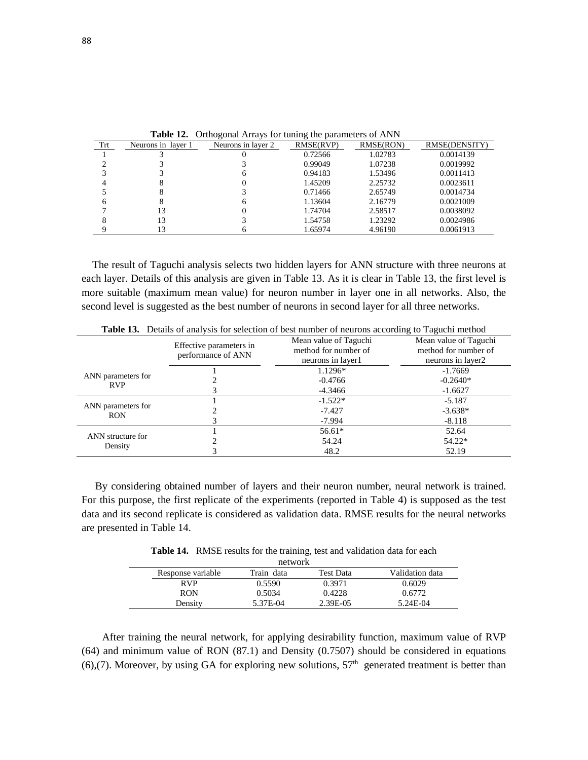**Table 12.** Orthogonal Arrays for tuning the parameters of ANN

| Trt | Neurons in layer 1 | Neurons in layer 2 | RMSE(RVP) | RMSE(RON) | RMSE(DENSITY) |
|---|---|---|---|---|---|
| 1 | 3 | 0 | 0.72566 | 1.02783 | 0.0014139 |
| 2 | 3 | 3 | 0.99049 | 1.07238 | 0.0019992 |
| 3 | 3 | 6 | 0.94183 | 1.53496 | 0.0011413 |
| 4 | 8 | 0 | 1.45209 | 2.25732 | 0.0023611 |
| 5 | 8 | 3 | 0.71466 | 2.65749 | 0.0014734 |
| 6 | 8 | 6 | 1.13604 | 2.16779 | 0.0021009 |
| 7 | 13 | 0 | 1.74704 | 2.58517 | 0.0038092 |
| 8 | 13 | 3 | 1.54758 | 1.23292 | 0.0024986 |
| 9 | 13 | 6 | 1.65974 | 4.96190 | 0.0061913 |

The result of Taguchi analysis selects two hidden layers for ANN structure with three neurons at each layer. Details of this analysis are given in Table 13. As it is clear in Table 13, the first level is more suitable (maximum mean value) for neuron number in layer one in all networks. Also, the second level is suggested as the best number of neurons in second layer for all three networks.

**Table 13.** Details of analysis for selection of best number of neurons according to Taguchi method

| | Effective parameters in performance of ANN | Mean value of Taguchi method for number of neurons in layer1 | Mean value of Taguchi method for number of neurons in layer2 |
|---|---|---|---|
| ANN parameters for RVP | 1 | 1.1296* | -1.7669 |
| | 2 | -0.4766 | -0.2640* |
| | 3 | -4.3466 | -1.6627 |
| ANN parameters for RON | 1 | -1.522* | -5.187 |
| | 2 | -7.427 | -3.638* |
| | 3 | -7.994 | -8.118 |
| ANN structure for Density | 1 | 56.61* | 52.64 |
| | 2 | 54.24 | 54.22* |
| | 3 | 48.2 | 52.19 |

By considering obtained number of layers and their neuron number, neural network is trained. For this purpose, the first replicate of the experiments (reported in Table 4) is supposed as the test data and its second replicate is considered as validation data. RMSE results for the neural networks are presented in Table 14.

**Table 14.** RMSE results for the training, test and validation data for each network

| Response variable | Train data | Test Data | Validation data |
|---|---|---|---|
| RVP | 0.5590 | 0.3971 | 0.6029 |
| RON | 0.5034 | 0.4228 | 0.6772 |
| Density | 5.37E-04 | 2.39E-05 | 5.24E-04 |

After training the neural network, for applying desirability function, maximum value of RVP (64) and minimum value of RON (87.1) and Density (0.7507) should be considered in equations (6),(7). Moreover, by using GA for exploring new solutions, $57^{th}$ generated treatment is better than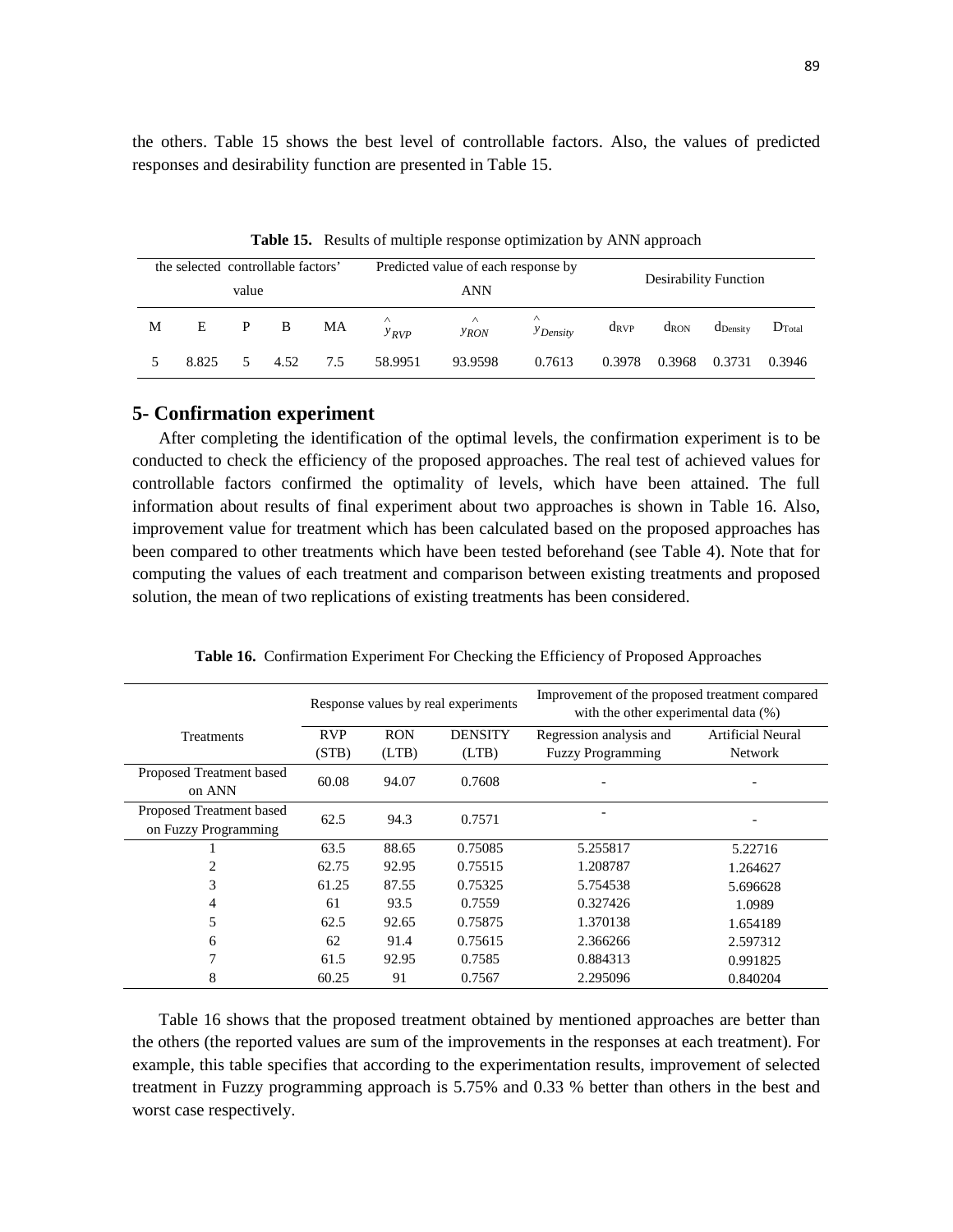the others. Table 15 shows the best level of controllable factors. Also, the values of predicted responses and desirability function are presented in Table 15.

**Table 15.** Results of multiple response optimization by ANN approach

| the selected controllable factors' value | | | | | Predicted value of each response by ANN | | | Desirability Function | | | |
|---|---|---|---|---|---|---|---|---|---|---|---|
| M | E | P | B | MA | $\hat{y}_{RVP}$ | $\hat{y}_{RON}$ | $\hat{y}_{Density}$ | $d_{RVP}$ | $d_{RON}$ | $d_{Density}$ | $D_{Total}$ |
| 5 | 8.825 | 5 | 4.52 | 7.5 | 58.9951 | 93.9598 | 0.7613 | 0.3978 | 0.3968 | 0.3731 | 0.3946 |

## 5- Confirmation experiment

After completing the identification of the optimal levels, the confirmation experiment is to be conducted to check the efficiency of the proposed approaches. The real test of achieved values for controllable factors confirmed the optimality of levels, which have been attained. The full information about results of final experiment about two approaches is shown in Table 16. Also, improvement value for treatment which has been calculated based on the proposed approaches has been compared to other treatments which have been tested beforehand (see Table 4). Note that for computing the values of each treatment and comparison between existing treatments and proposed solution, the mean of two replications of existing treatments has been considered.

**Table 16.** Confirmation Experiment For Checking the Efficiency of Proposed Approaches

| Treatments | Response values by real experiments | | | Improvement of the proposed treatment compared with the other experimental data (%) | |
|---|---|---|---|---|---|
| | RVP (STB) | RON (LTB) | DENSITY (LTB) | Regression analysis and Fuzzy Programming | Artificial Neural Network |
| Proposed Treatment based on ANN | 60.08 | 94.07 | 0.7608 | - | - |
| Proposed Treatment based on Fuzzy Programming | 62.5 | 94.3 | 0.7571 | - | - |
| 1 | 63.5 | 88.65 | 0.75085 | 5.255817 | 5.22716 |
| 2 | 62.75 | 92.95 | 0.75515 | 1.208787 | 1.264627 |
| 3 | 61.25 | 87.55 | 0.75325 | 5.754538 | 5.696628 |
| 4 | 61 | 93.5 | 0.7559 | 0.327426 | 1.0989 |
| 5 | 62.5 | 92.65 | 0.75875 | 1.370138 | 1.654189 |
| 6 | 62 | 91.4 | 0.75615 | 2.366266 | 2.597312 |
| 7 | 61.5 | 92.95 | 0.7585 | 0.884313 | 0.991825 |
| 8 | 60.25 | 91 | 0.7567 | 2.295096 | 0.840204 |

Table 16 shows that the proposed treatment obtained by mentioned approaches are better than the others (the reported values are sum of the improvements in the responses at each treatment). For example, this table specifies that according to the experimentation results, improvement of selected treatment in Fuzzy programming approach is 5.75% and 0.33 % better than others in the best and worst case respectively.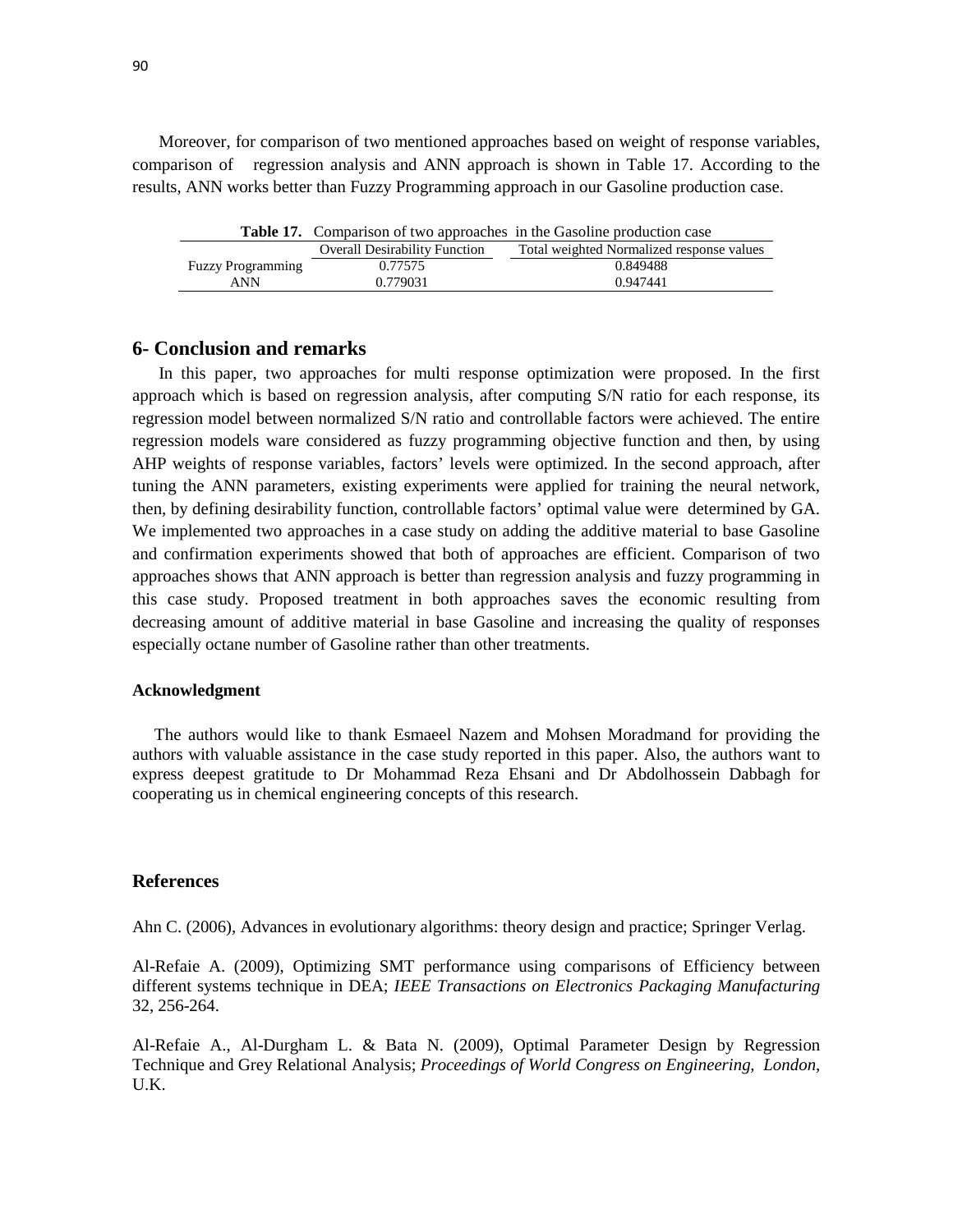Moreover, for comparison of two mentioned approaches based on weight of response variables, comparison of regression analysis and ANN approach is shown in Table 17. According to the results, ANN works better than Fuzzy Programming approach in our Gasoline production case.

**Table 17.** Comparison of two approaches in the Gasoline production case

| | Overall Desirability Function | Total weighted Normalized response values |
|---|---|---|
| Fuzzy Programming | 0.77575 | 0.849488 |
| ANN | 0.779031 | 0.947441 |

## 6- Conclusion and remarks

In this paper, two approaches for multi response optimization were proposed. In the first approach which is based on regression analysis, after computing S/N ratio for each response, its regression model between normalized S/N ratio and controllable factors were achieved. The entire regression models ware considered as fuzzy programming objective function and then, by using AHP weights of response variables, factors' levels were optimized. In the second approach, after tuning the ANN parameters, existing experiments were applied for training the neural network, then, by defining desirability function, controllable factors' optimal value were determined by GA. We implemented two approaches in a case study on adding the additive material to base Gasoline and confirmation experiments showed that both of approaches are efficient. Comparison of two approaches shows that ANN approach is better than regression analysis and fuzzy programming in this case study. Proposed treatment in both approaches saves the economic resulting from decreasing amount of additive material in base Gasoline and increasing the quality of responses especially octane number of Gasoline rather than other treatments.

### Acknowledgment

The authors would like to thank Esmaeel Nazem and Mohsen Moradmand for providing the authors with valuable assistance in the case study reported in this paper. Also, the authors want to express deepest gratitude to Dr Mohammad Reza Ehsani and Dr Abdolhossein Dabbagh for cooperating us in chemical engineering concepts of this research.

## References

Ahn C. (2006), Advances in evolutionary algorithms: theory design and practice; Springer Verlag.

Al-Refaie A. (2009), Optimizing SMT performance using comparisons of Efficiency between different systems technique in DEA; *IEEE Transactions on Electronics Packaging Manufacturing* 32, 256-264.

Al-Refaie A., Al-Durgham L. & Bata N. (2009), Optimal Parameter Design by Regression Technique and Grey Relational Analysis; *Proceedings of World Congress on Engineering, London*, U.K.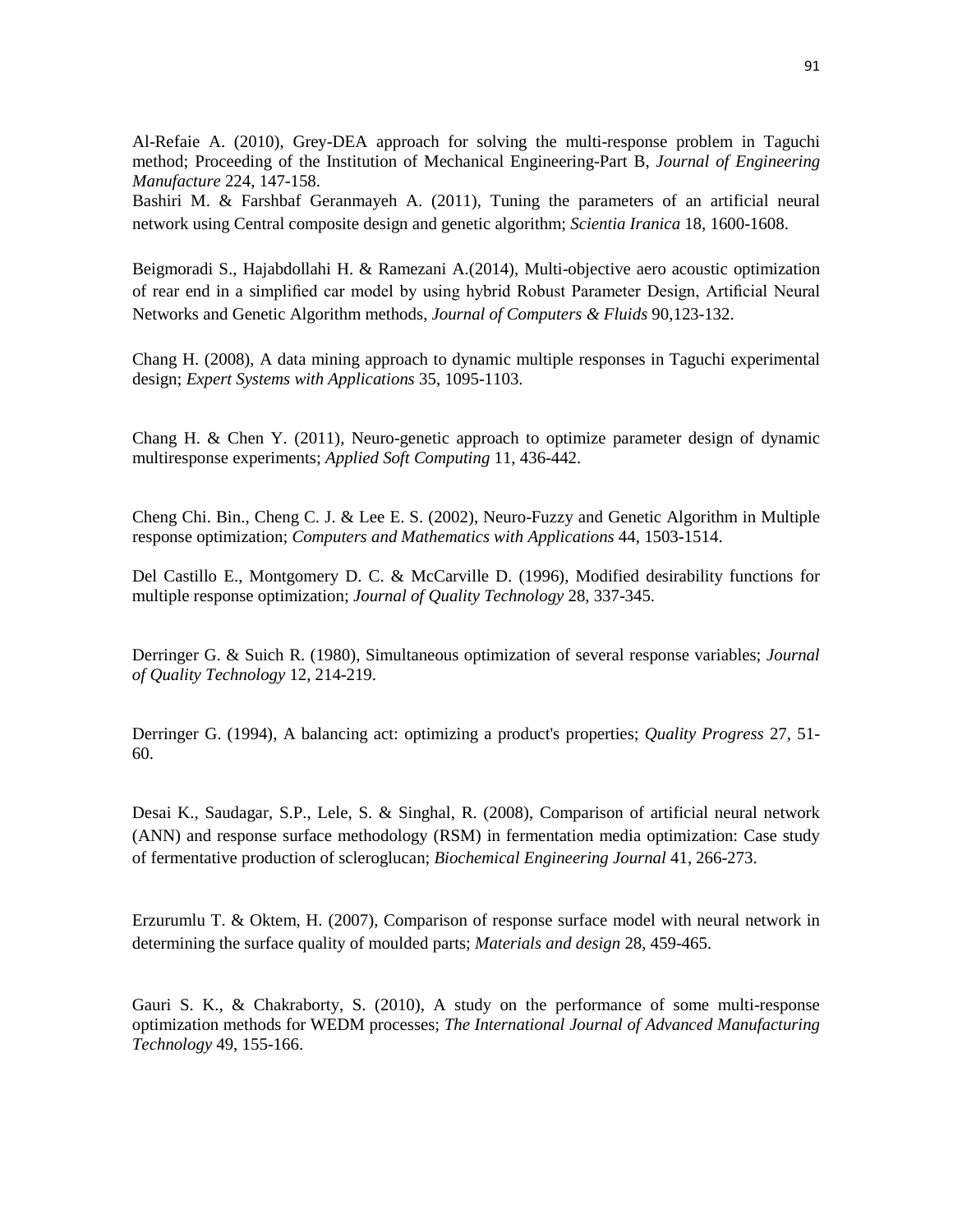Al-Refaie A. (2010), Grey-DEA approach for solving the multi-response problem in Taguchi method; Proceeding of the Institution of Mechanical Engineering-Part B, *Journal of Engineering Manufacture* 224, 147-158.

Bashiri M. & Farshbaf Geranmayeh A. (2011), Tuning the parameters of an artificial neural network using Central composite design and genetic algorithm; *Scientia Iranica* 18, 1600-1608.

Beigmoradi S., Hajabdollahi H. & Ramezani A.(2014), Multi-objective aero acoustic optimization of rear end in a simplified car model by using hybrid Robust Parameter Design, Artificial Neural Networks and Genetic Algorithm methods, *Journal of Computers & Fluids* 90,123-132.

Chang H. (2008), A data mining approach to dynamic multiple responses in Taguchi experimental design; *Expert Systems with Applications* 35, 1095-1103.

Chang H. & Chen Y. (2011), Neuro-genetic approach to optimize parameter design of dynamic multiresponse experiments; *Applied Soft Computing* 11, 436-442.

Cheng Chi. Bin., Cheng C. J. & Lee E. S. (2002), Neuro-Fuzzy and Genetic Algorithm in Multiple response optimization; *Computers and Mathematics with Applications* 44, 1503-1514.

Del Castillo E., Montgomery D. C. & McCarville D. (1996), Modified desirability functions for multiple response optimization; *Journal of Quality Technology* 28, 337-345.

Derringer G. & Suich R. (1980), Simultaneous optimization of several response variables; *Journal of Quality Technology* 12, 214-219.

Derringer G. (1994), A balancing act: optimizing a product's properties; *Quality Progress* 27, 51-60.

Desai K., Saudagar, S.P., Lele, S. & Singhal, R. (2008), Comparison of artificial neural network (ANN) and response surface methodology (RSM) in fermentation media optimization: Case study of fermentative production of scleroglucan; *Biochemical Engineering Journal* 41, 266-273.

Erzurumlu T. & Oktem, H. (2007), Comparison of response surface model with neural network in determining the surface quality of moulded parts; *Materials and design* 28, 459-465.

Gauri S. K., & Chakraborty, S. (2010), A study on the performance of some multi-response optimization methods for WEDM processes; *The International Journal of Advanced Manufacturing Technology* 49, 155-166.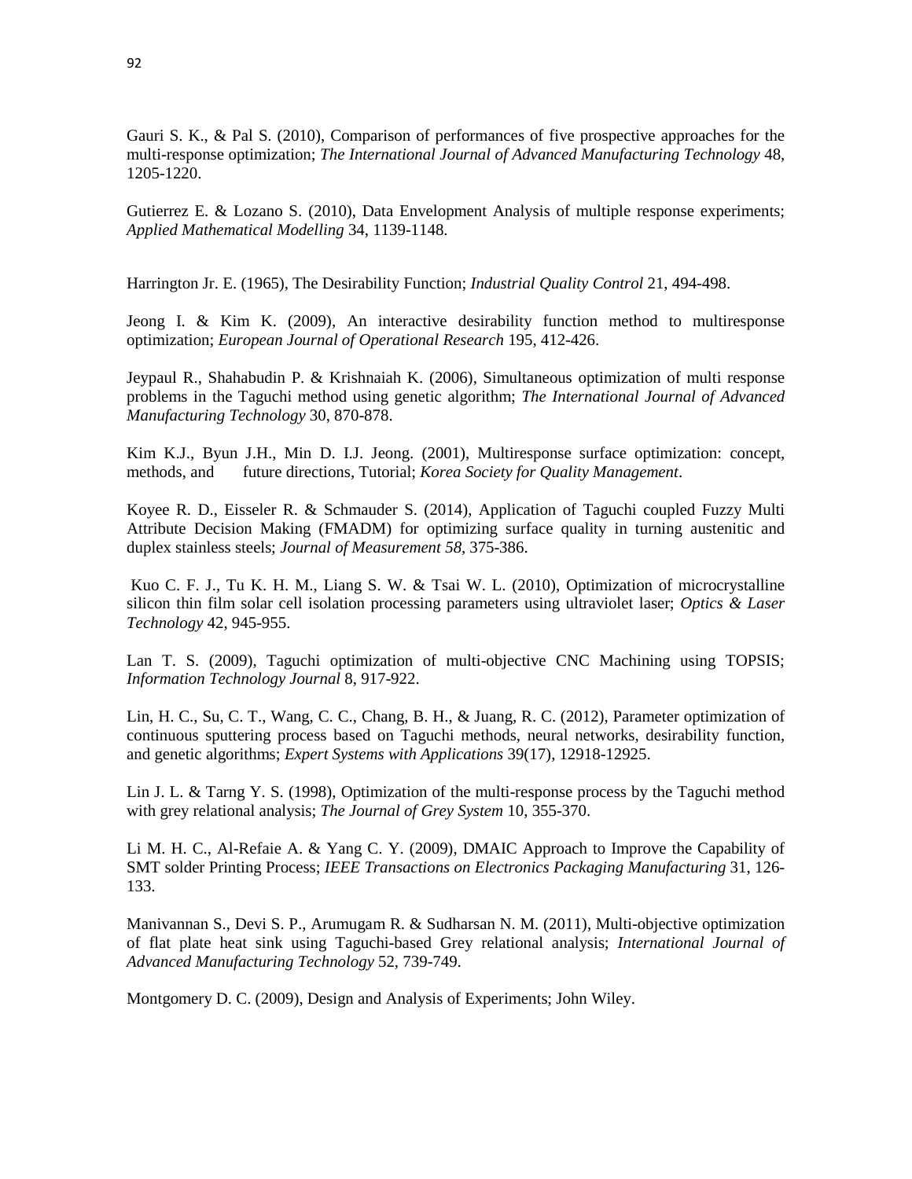Gauri S. K., & Pal S. (2010), Comparison of performances of five prospective approaches for the multi-response optimization; *The International Journal of Advanced Manufacturing Technology* 48, 1205-1220.

Gutierrez E. & Lozano S. (2010), Data Envelopment Analysis of multiple response experiments; *Applied Mathematical Modelling* 34, 1139-1148.

Harrington Jr. E. (1965), The Desirability Function; *Industrial Quality Control* 21, 494-498.

Jeong I. & Kim K. (2009), An interactive desirability function method to multiresponse optimization; *European Journal of Operational Research* 195, 412-426.

Jeypaul R., Shahabudin P. & Krishnaiah K. (2006), Simultaneous optimization of multi response problems in the Taguchi method using genetic algorithm; *The International Journal of Advanced Manufacturing Technology* 30, 870-878.

Kim K.J., Byun J.H., Min D. I.J. Jeong. (2001), Multiresponse surface optimization: concept, methods, and future directions, Tutorial; *Korea Society for Quality Management*.

Koyee R. D., Eisseler R. & Schmauder S. (2014), Application of Taguchi coupled Fuzzy Multi Attribute Decision Making (FMADM) for optimizing surface quality in turning austenitic and duplex stainless steels; *Journal of Measurement 58*, 375-386.

Kuo C. F. J., Tu K. H. M., Liang S. W. & Tsai W. L. (2010), Optimization of microcrystalline silicon thin film solar cell isolation processing parameters using ultraviolet laser; *Optics & Laser Technology* 42, 945-955.

Lan T. S. (2009), Taguchi optimization of multi-objective CNC Machining using TOPSIS; *Information Technology Journal* 8, 917-922.

Lin, H. C., Su, C. T., Wang, C. C., Chang, B. H., & Juang, R. C. (2012), Parameter optimization of continuous sputtering process based on Taguchi methods, neural networks, desirability function, and genetic algorithms; *Expert Systems with Applications* 39(17), 12918-12925.

Lin J. L. & Tarng Y. S. (1998), Optimization of the multi-response process by the Taguchi method with grey relational analysis; *The Journal of Grey System* 10, 355-370.

Li M. H. C., Al-Refaie A. & Yang C. Y. (2009), DMAIC Approach to Improve the Capability of SMT solder Printing Process; *IEEE Transactions on Electronics Packaging Manufacturing* 31, 126-133.

Manivannan S., Devi S. P., Arumugam R. & Sudharsan N. M. (2011), Multi-objective optimization of flat plate heat sink using Taguchi-based Grey relational analysis; *International Journal of Advanced Manufacturing Technology* 52, 739-749.

Montgomery D. C. (2009), Design and Analysis of Experiments; John Wiley.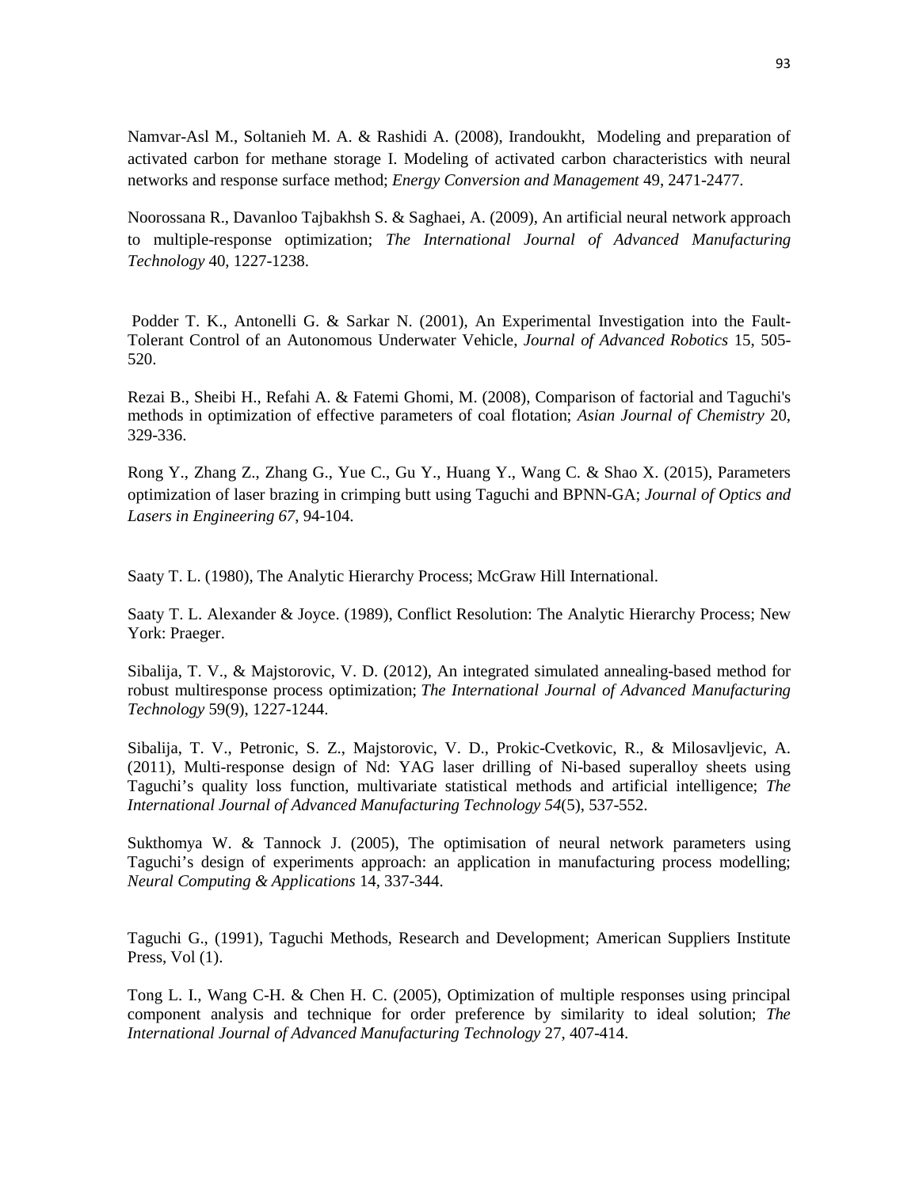Namvar-Asl M., Soltanieh M. A. & Rashidi A. (2008), Irandoukht, Modeling and preparation of activated carbon for methane storage I. Modeling of activated carbon characteristics with neural networks and response surface method; *Energy Conversion and Management* 49, 2471-2477.

Noorossana R., Davanloo Tajbakhsh S. & Saghaei, A. (2009), An artificial neural network approach to multiple-response optimization; *The International Journal of Advanced Manufacturing Technology* 40, 1227-1238.

Podder T. K., Antonelli G. & Sarkar N. (2001), An Experimental Investigation into the Fault-Tolerant Control of an Autonomous Underwater Vehicle, *Journal of Advanced Robotics* 15, 505-520.

Rezai B., Sheibi H., Refahi A. & Fatemi Ghomi, M. (2008), Comparison of factorial and Taguchi's methods in optimization of effective parameters of coal flotation; *Asian Journal of Chemistry* 20, 329-336.

Rong Y., Zhang Z., Zhang G., Yue C., Gu Y., Huang Y., Wang C. & Shao X. (2015), Parameters optimization of laser brazing in crimping butt using Taguchi and BPNN-GA; *Journal of Optics and Lasers in Engineering 67*, 94-104.

Saaty T. L. (1980), The Analytic Hierarchy Process; McGraw Hill International.

Saaty T. L. Alexander & Joyce. (1989), Conflict Resolution: The Analytic Hierarchy Process; New York: Praeger.

Sibalija, T. V., & Majstorovic, V. D. (2012), An integrated simulated annealing-based method for robust multiresponse process optimization; *The International Journal of Advanced Manufacturing Technology* 59(9), 1227-1244.

Sibalija, T. V., Petronic, S. Z., Majstorovic, V. D., Prokic-Cvetkovic, R., & Milosavljevic, A. (2011), Multi-response design of Nd: YAG laser drilling of Ni-based superalloy sheets using Taguchi's quality loss function, multivariate statistical methods and artificial intelligence; *The International Journal of Advanced Manufacturing Technology 54*(5), 537-552.

Sukthomya W. & Tannock J. (2005), The optimisation of neural network parameters using Taguchi's design of experiments approach: an application in manufacturing process modelling; *Neural Computing & Applications* 14, 337-344.

Taguchi G., (1991), Taguchi Methods, Research and Development; American Suppliers Institute Press, Vol (1).

Tong L. I., Wang C-H. & Chen H. C. (2005), Optimization of multiple responses using principal component analysis and technique for order preference by similarity to ideal solution; *The International Journal of Advanced Manufacturing Technology* 27, 407-414.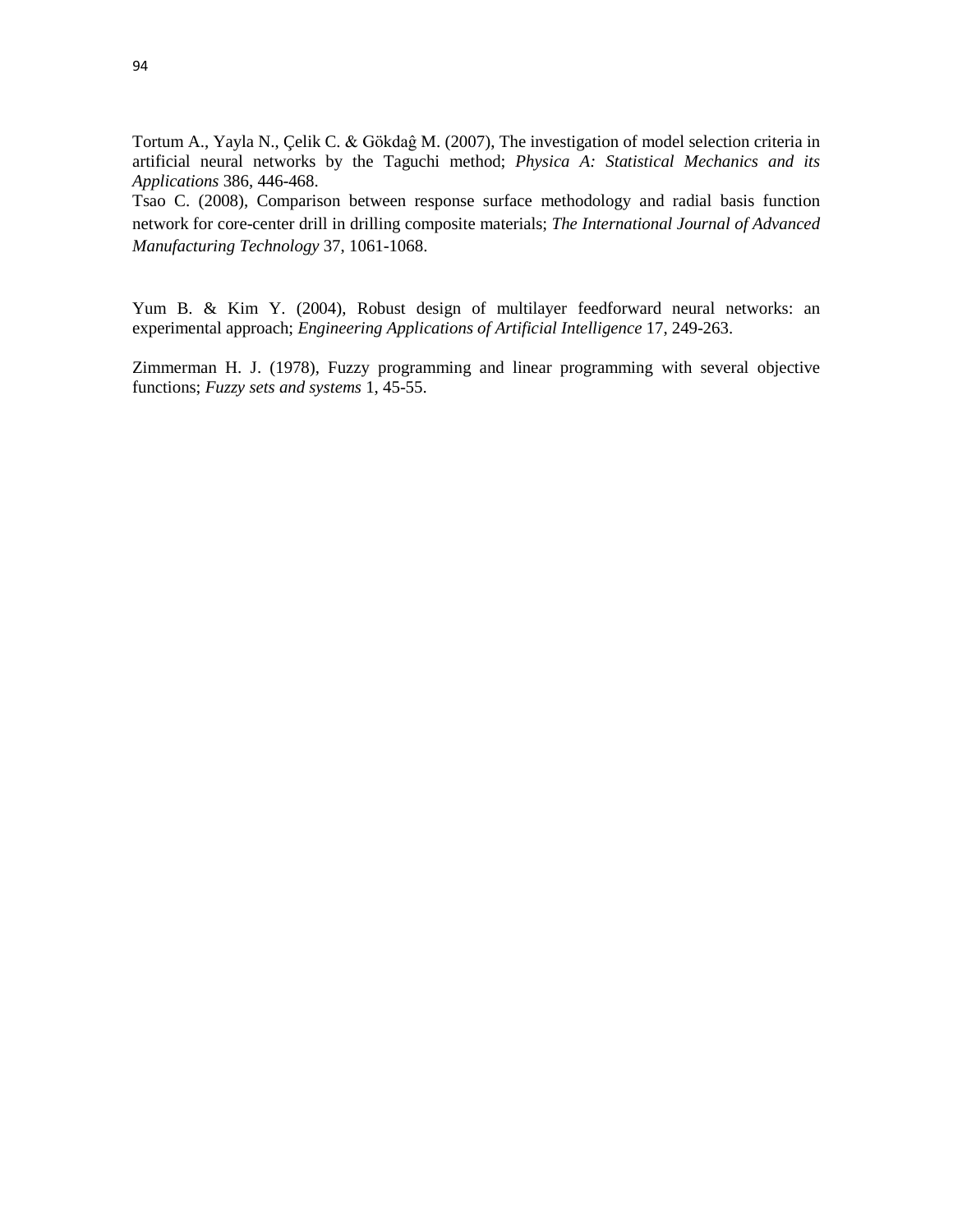Tortum A., Yayla N., Çelik C. & Gökdaĝ M. (2007), The investigation of model selection criteria in artificial neural networks by the Taguchi method; *Physica A: Statistical Mechanics and its Applications* 386, 446-468.

Tsao C. (2008), Comparison between response surface methodology and radial basis function network for core-center drill in drilling composite materials; *The International Journal of Advanced Manufacturing Technology* 37, 1061-1068.

Yum B. & Kim Y. (2004), Robust design of multilayer feedforward neural networks: an experimental approach; *Engineering Applications of Artificial Intelligence* 17, 249-263.

Zimmerman H. J. (1978), Fuzzy programming and linear programming with several objective functions; *Fuzzy sets and systems* 1, 45-55.